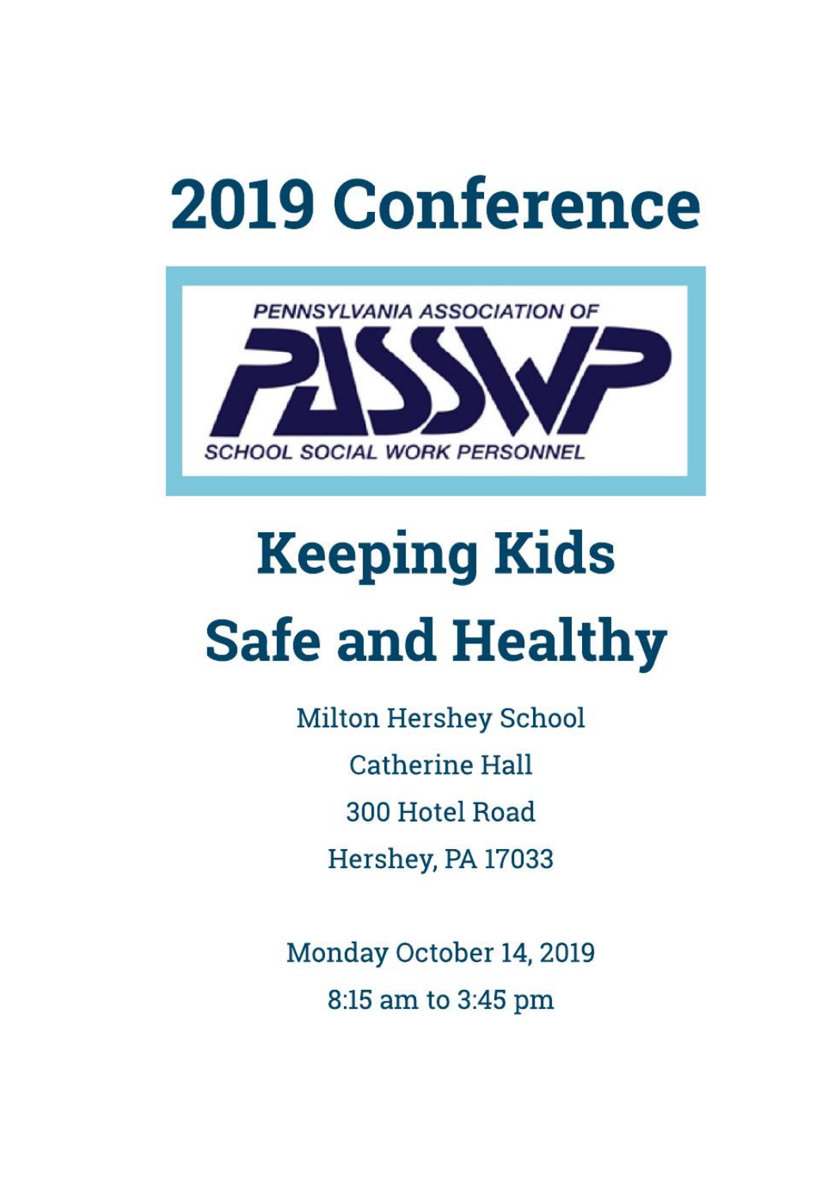# 2019 Conference

PENNSYLVANIA ASSOCIATION OF

PASSWP

SCHOOL SOCIAL WORK PERSONNEL

# Keeping Kids Safe and Healthy

Milton Hershey School

Catherine Hall

300 Hotel Road

Hershey, PA 17033

Monday October 14, 2019

8:15 am to 3:45 pm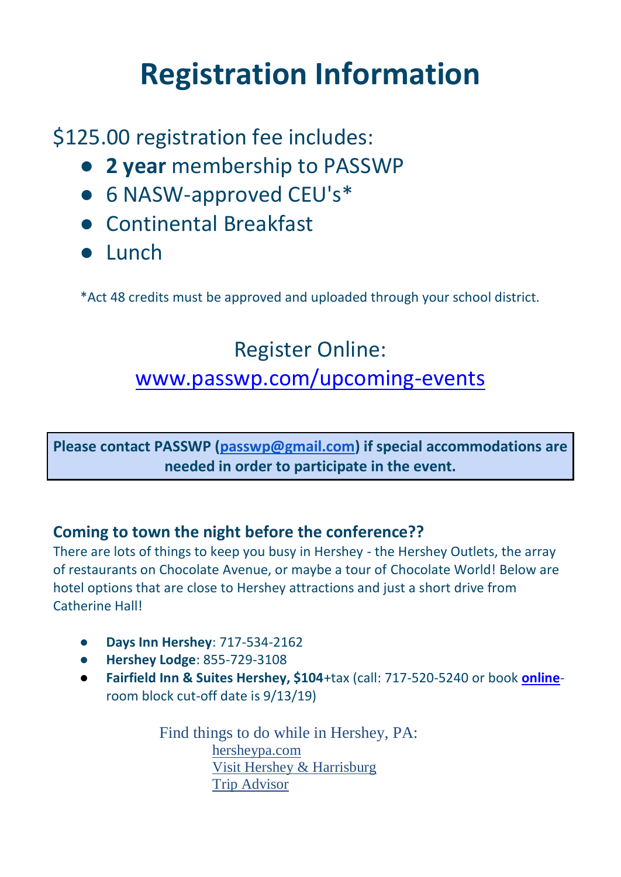# Registration Information

$125.00 registration fee includes:

- **2 year** membership to PASSWP
- 6 NASW-approved CEU's*
- Continental Breakfast
- Lunch

*Act 48 credits must be approved and uploaded through your school district.

Register Online:

[www.passwp.com/upcoming-events](www.passwp.com/upcoming-events)

**Please contact PASSWP ([passwp@gmail.com](mailto:passwp@gmail.com)) if special accommodations are needed in order to participate in the event.**

### Coming to town the night before the conference??

There are lots of things to keep you busy in Hershey - the Hershey Outlets, the array of restaurants on Chocolate Avenue, or maybe a tour of Chocolate World! Below are hotel options that are close to Hershey attractions and just a short drive from Catherine Hall!

- **Days Inn Hershey**: 717-534-2162
- **Hershey Lodge**: 855-729-3108
- **Fairfield Inn & Suites Hershey, $104**+tax (call: 717-520-5240 or book **online**- room block cut-off date is 9/13/19)

Find things to do while in Hershey, PA:

hersheypa.com
Visit Hershey & Harrisburg
Trip Advisor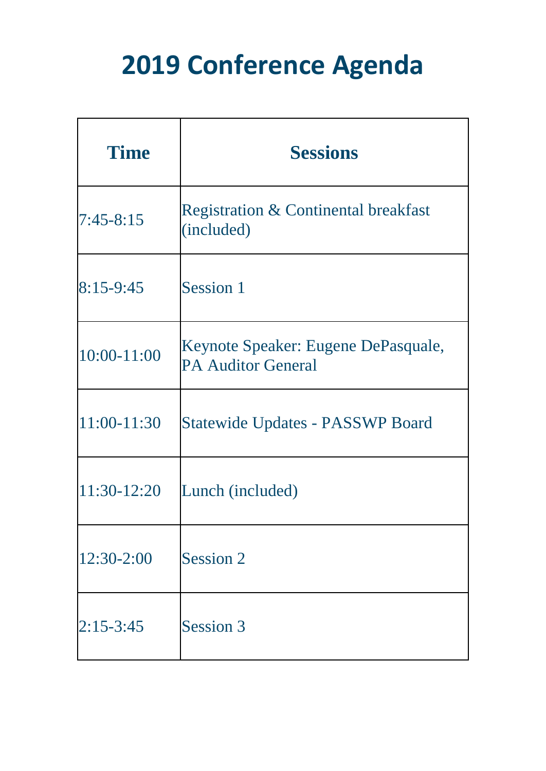# 2019 Conference Agenda

| Time | Sessions |
|---|---|
| 7:45-8:15 | Registration & Continental breakfast (included) |
| 8:15-9:45 | Session 1 |
| 10:00-11:00 | Keynote Speaker: Eugene DePasquale, PA Auditor General |
| 11:00-11:30 | Statewide Updates - PASSWP Board |
| 11:30-12:20 | Lunch (included) |
| 12:30-2:00 | Session 2 |
| 2:15-3:45 | Session 3 |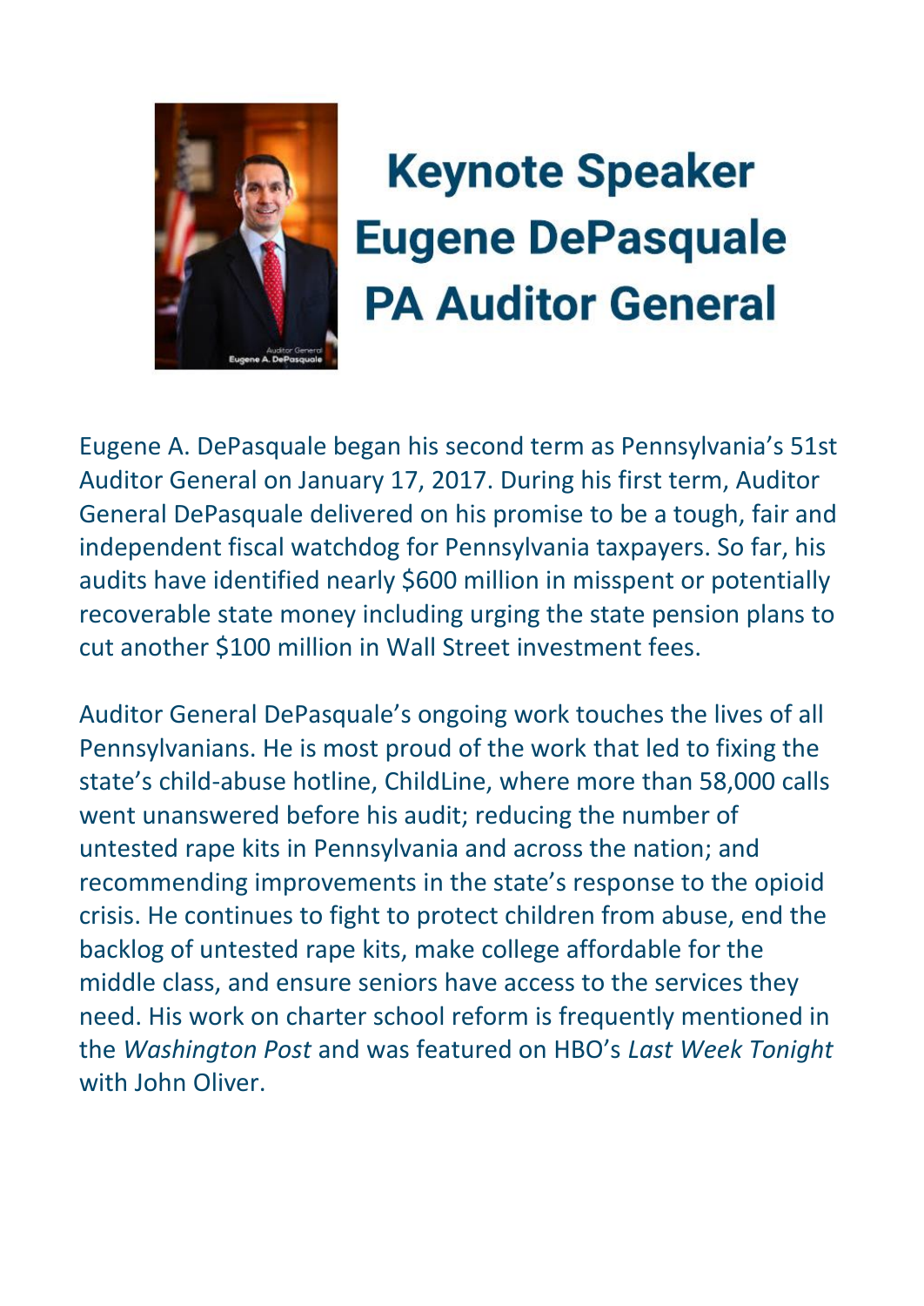# Keynote Speaker Eugene DePasquale PA Auditor General

Eugene A. DePasquale began his second term as Pennsylvania's 51st Auditor General on January 17, 2017. During his first term, Auditor General DePasquale delivered on his promise to be a tough, fair and independent fiscal watchdog for Pennsylvania taxpayers. So far, his audits have identified nearly $600 million in misspent or potentially recoverable state money including urging the state pension plans to cut another $100 million in Wall Street investment fees.

Auditor General DePasquale's ongoing work touches the lives of all Pennsylvanians. He is most proud of the work that led to fixing the state's child-abuse hotline, ChildLine, where more than 58,000 calls went unanswered before his audit; reducing the number of untested rape kits in Pennsylvania and across the nation; and recommending improvements in the state's response to the opioid crisis. He continues to fight to protect children from abuse, end the backlog of untested rape kits, make college affordable for the middle class, and ensure seniors have access to the services they need. His work on charter school reform is frequently mentioned in the *Washington Post* and was featured on HBO's *Last Week Tonight* with John Oliver.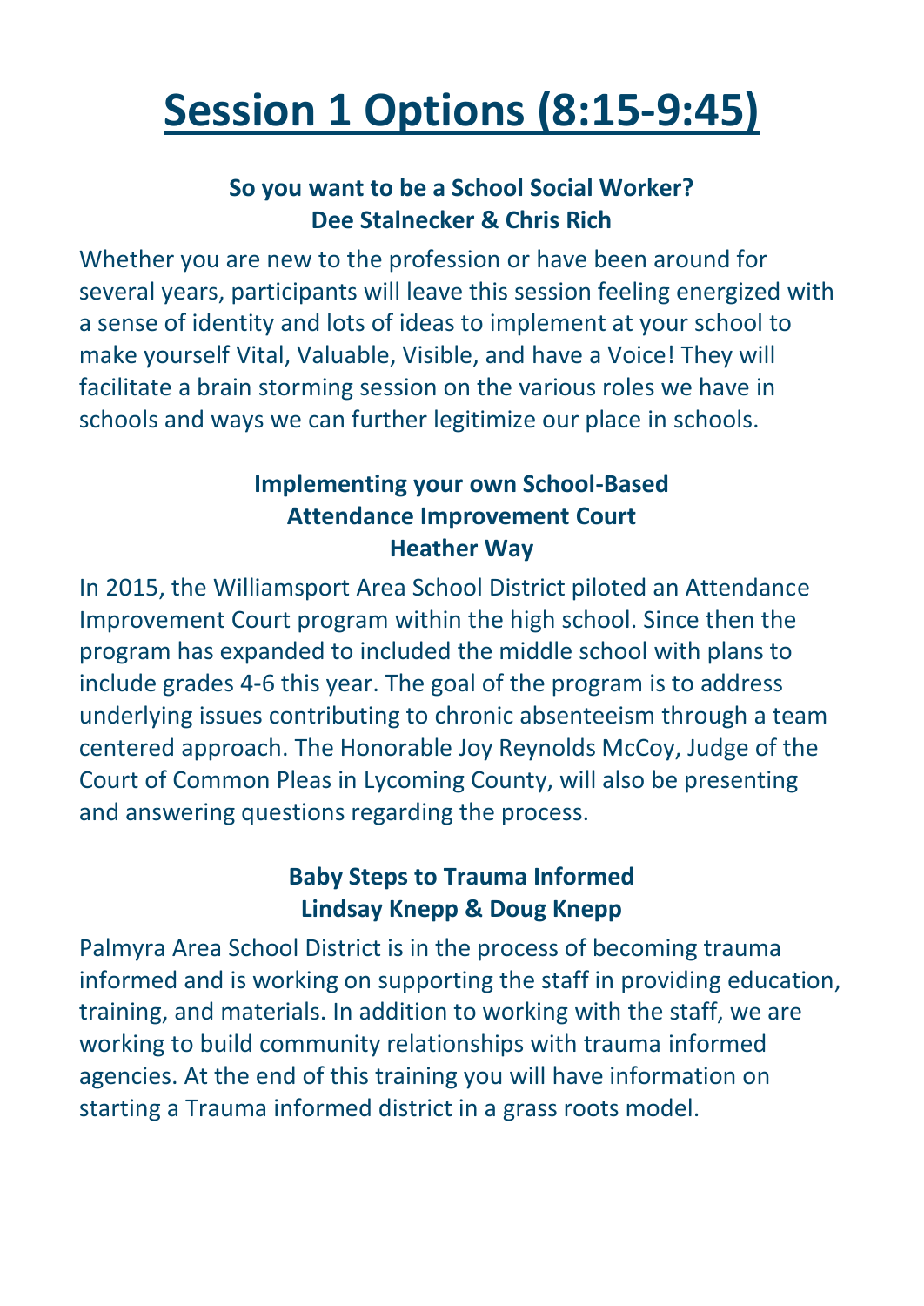# Session 1 Options (8:15-9:45)

### So you want to be a School Social Worker?
### Dee Stalnecker & Chris Rich

Whether you are new to the profession or have been around for several years, participants will leave this session feeling energized with a sense of identity and lots of ideas to implement at your school to make yourself Vital, Valuable, Visible, and have a Voice! They will facilitate a brain storming session on the various roles we have in schools and ways we can further legitimize our place in schools.

### Implementing your own School-Based Attendance Improvement Court
### Heather Way

In 2015, the Williamsport Area School District piloted an Attendance Improvement Court program within the high school. Since then the program has expanded to included the middle school with plans to include grades 4-6 this year. The goal of the program is to address underlying issues contributing to chronic absenteeism through a team centered approach. The Honorable Joy Reynolds McCoy, Judge of the Court of Common Pleas in Lycoming County, will also be presenting and answering questions regarding the process.

### Baby Steps to Trauma Informed
### Lindsay Knepp & Doug Knepp

Palmyra Area School District is in the process of becoming trauma informed and is working on supporting the staff in providing education, training, and materials. In addition to working with the staff, we are working to build community relationships with trauma informed agencies. At the end of this training you will have information on starting a Trauma informed district in a grass roots model.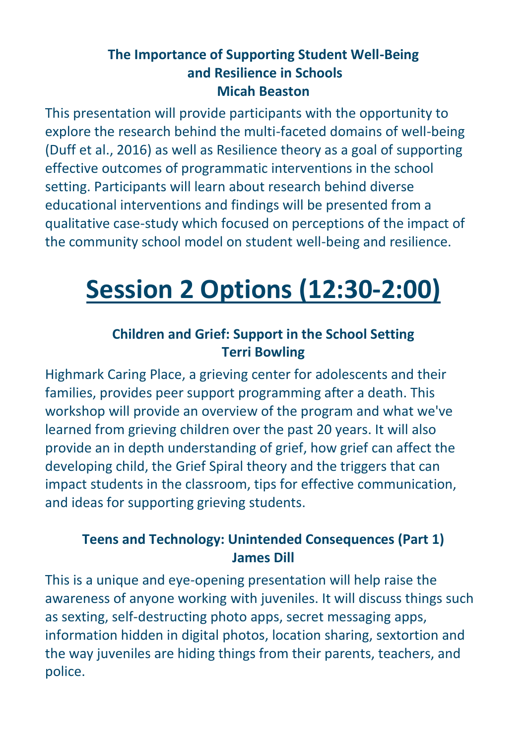### The Importance of Supporting Student Well-Being and Resilience in Schools
### Micah Beaston

This presentation will provide participants with the opportunity to explore the research behind the multi-faceted domains of well-being (Duff et al., 2016) as well as Resilience theory as a goal of supporting effective outcomes of programmatic interventions in the school setting. Participants will learn about research behind diverse educational interventions and findings will be presented from a qualitative case-study which focused on perceptions of the impact of the community school model on student well-being and resilience.

# Session 2 Options (12:30-2:00)

### Children and Grief: Support in the School Setting
### Terri Bowling

Highmark Caring Place, a grieving center for adolescents and their families, provides peer support programming after a death. This workshop will provide an overview of the program and what we've learned from grieving children over the past 20 years. It will also provide an in depth understanding of grief, how grief can affect the developing child, the Grief Spiral theory and the triggers that can impact students in the classroom, tips for effective communication, and ideas for supporting grieving students.

### Teens and Technology: Unintended Consequences (Part 1)
### James Dill

This is a unique and eye-opening presentation will help raise the awareness of anyone working with juveniles. It will discuss things such as sexting, self-destructing photo apps, secret messaging apps, information hidden in digital photos, location sharing, sextortion and the way juveniles are hiding things from their parents, teachers, and police.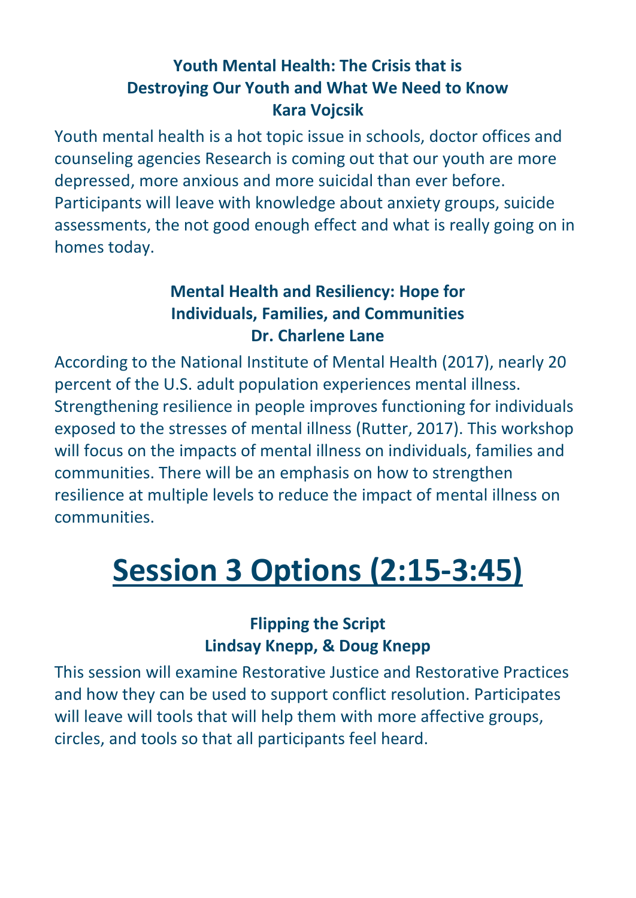### Youth Mental Health: The Crisis that is Destroying Our Youth and What We Need to Know
**Kara Vojcsik**

Youth mental health is a hot topic issue in schools, doctor offices and counseling agencies Research is coming out that our youth are more depressed, more anxious and more suicidal than ever before. Participants will leave with knowledge about anxiety groups, suicide assessments, the not good enough effect and what is really going on in homes today.

### Mental Health and Resiliency: Hope for Individuals, Families, and Communities
**Dr. Charlene Lane**

According to the National Institute of Mental Health (2017), nearly 20 percent of the U.S. adult population experiences mental illness. Strengthening resilience in people improves functioning for individuals exposed to the stresses of mental illness (Rutter, 2017). This workshop will focus on the impacts of mental illness on individuals, families and communities. There will be an emphasis on how to strengthen resilience at multiple levels to reduce the impact of mental illness on communities.

# Session 3 Options (2:15-3:45)

### Flipping the Script
**Lindsay Knepp, & Doug Knepp**

This session will examine Restorative Justice and Restorative Practices and how they can be used to support conflict resolution. Participates will leave will tools that will help them with more affective groups, circles, and tools so that all participants feel heard.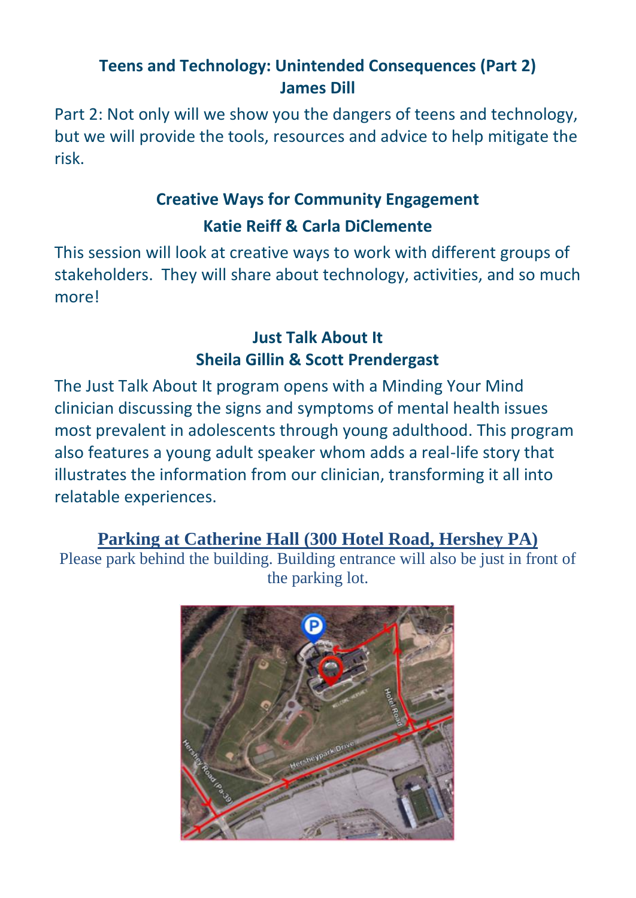### Teens and Technology: Unintended Consequences (Part 2)
**James Dill**

Part 2: Not only will we show you the dangers of teens and technology, but we will provide the tools, resources and advice to help mitigate the risk.

### Creative Ways for Community Engagement
**Katie Reiff & Carla DiClemente**

This session will look at creative ways to work with different groups of stakeholders. They will share about technology, activities, and so much more!

### Just Talk About It
**Sheila Gillin & Scott Prendergast**

The Just Talk About It program opens with a Minding Your Mind clinician discussing the signs and symptoms of mental health issues most prevalent in adolescents through young adulthood. This program also features a young adult speaker whom adds a real-life story that illustrates the information from our clinician, transforming it all into relatable experiences.

### Parking at Catherine Hall (300 Hotel Road, Hershey PA)

Please park behind the building. Building entrance will also be just in front of the parking lot.

Hotel Road
Hersheypark Drive
Hershey Road (PA-39)